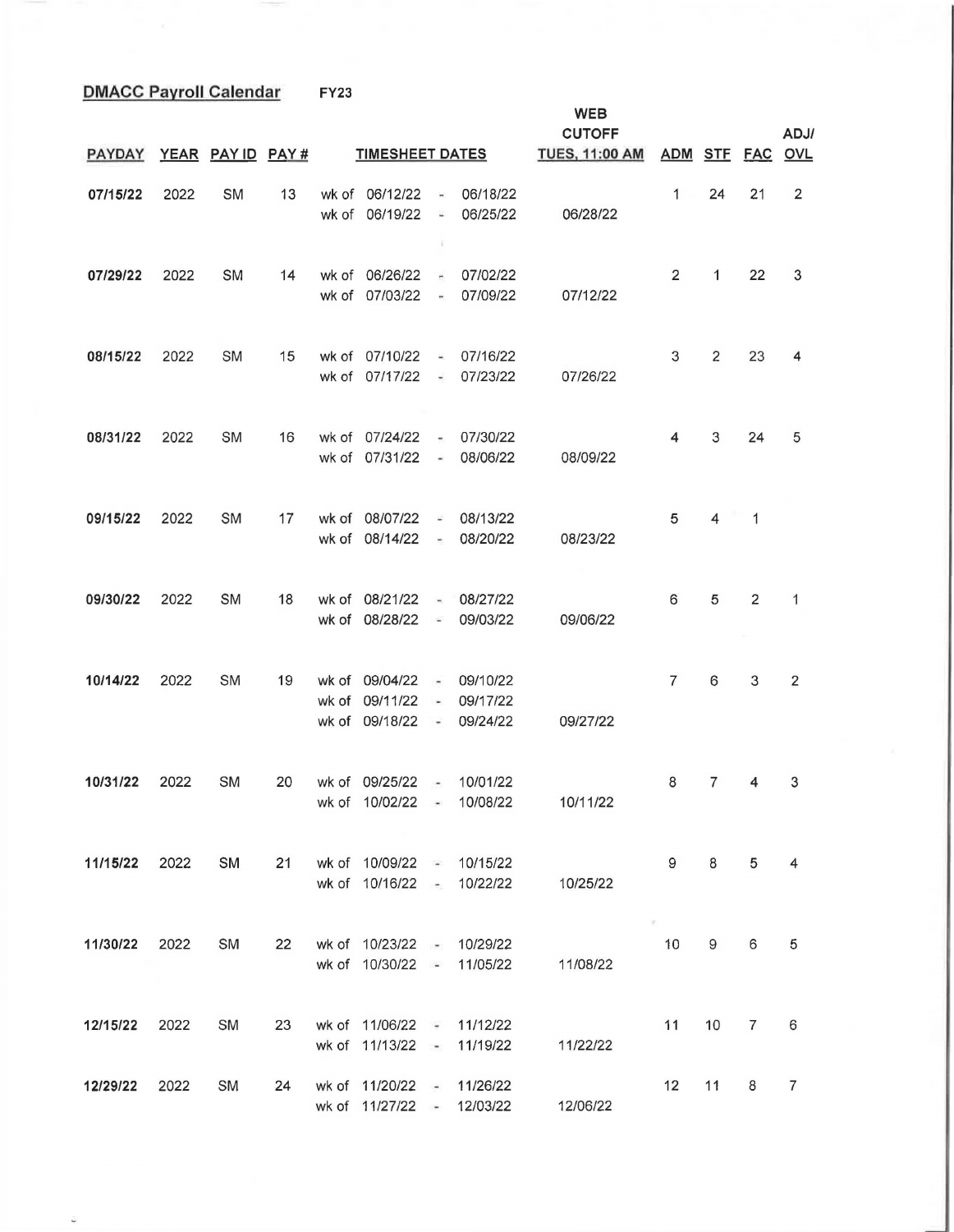**DMACC Payroll Calendar** FY23

| PAYDAY | YEAR | PAY ID | PAY # | TIMESHEET DATES | WEB CUTOFF TUES, 11:00 AM | ADM | STF | FAC | ADJ/ OVL |
|---|---|---|---|---|---|---|---|---|---|
| **07/15/22** | 2022 | SM | 13 | wk of 06/12/22 - 06/18/22<br>wk of 06/19/22 - 06/25/22 | 06/28/22 | 1 | 24 | 21 | 2 |
| **07/29/22** | 2022 | SM | 14 | wk of 06/26/22 - 07/02/22<br>wk of 07/03/22 - 07/09/22 | 07/12/22 | 2 | 1 | 22 | 3 |
| **08/15/22** | 2022 | SM | 15 | wk of 07/10/22 - 07/16/22<br>wk of 07/17/22 - 07/23/22 | 07/26/22 | 3 | 2 | 23 | 4 |
| **08/31/22** | 2022 | SM | 16 | wk of 07/24/22 - 07/30/22<br>wk of 07/31/22 - 08/06/22 | 08/09/22 | 4 | 3 | 24 | 5 |
| **09/15/22** | 2022 | SM | 17 | wk of 08/07/22 - 08/13/22<br>wk of 08/14/22 - 08/20/22 | 08/23/22 | 5 | 4 | 1 | |
| **09/30/22** | 2022 | SM | 18 | wk of 08/21/22 - 08/27/22<br>wk of 08/28/22 - 09/03/22 | 09/06/22 | 6 | 5 | 2 | 1 |
| **10/14/22** | 2022 | SM | 19 | wk of 09/04/22 - 09/10/22<br>wk of 09/11/22 - 09/17/22<br>wk of 09/18/22 - 09/24/22 | 09/27/22 | 7 | 6 | 3 | 2 |
| **10/31/22** | 2022 | SM | 20 | wk of 09/25/22 - 10/01/22<br>wk of 10/02/22 - 10/08/22 | 10/11/22 | 8 | 7 | 4 | 3 |
| **11/15/22** | 2022 | SM | 21 | wk of 10/09/22 - 10/15/22<br>wk of 10/16/22 - 10/22/22 | 10/25/22 | 9 | 8 | 5 | 4 |
| **11/30/22** | 2022 | SM | 22 | wk of 10/23/22 - 10/29/22<br>wk of 10/30/22 - 11/05/22 | 11/08/22 | 10 | 9 | 6 | 5 |
| **12/15/22** | 2022 | SM | 23 | wk of 11/06/22 - 11/12/22<br>wk of 11/13/22 - 11/19/22 | 11/22/22 | 11 | 10 | 7 | 6 |
| **12/29/22** | 2022 | SM | 24 | wk of 11/20/22 - 11/26/22<br>wk of 11/27/22 - 12/03/22 | 12/06/22 | 12 | 11 | 8 | 7 |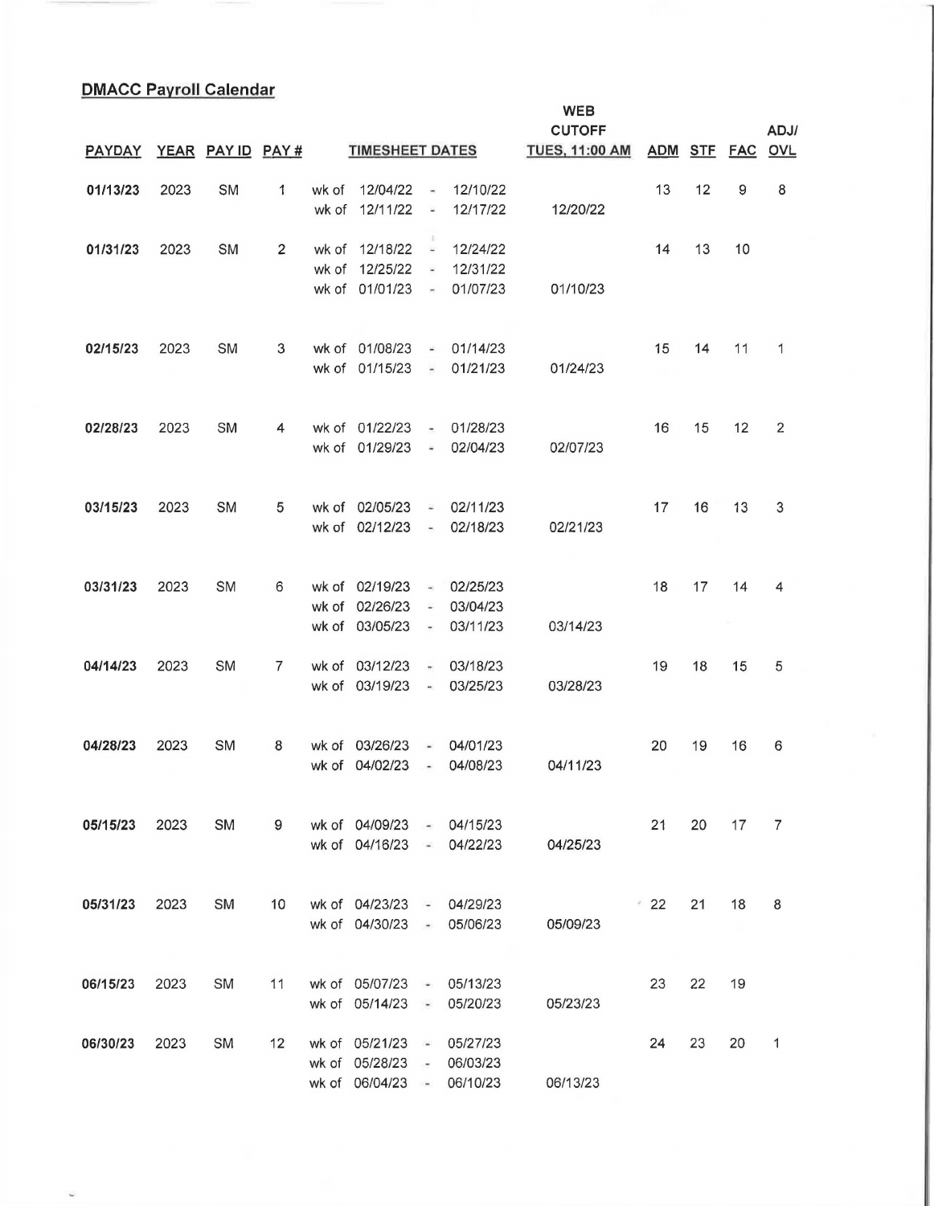## DMACC Payroll Calendar

| PAYDAY | YEAR | PAY ID | PAY # | TIMESHEET DATES | WEB CUTOFF TUES, 11:00 AM | ADM | STF | FAC | ADJ/ OVL |
|---|---|---|---|---|---|---|---|---|---|
| 01/13/23 | 2023 | SM | 1 | wk of 12/04/22 - 12/10/22<br>wk of 12/11/22 - 12/17/22 | 12/20/22 | 13 | 12 | 9 | 8 |
| 01/31/23 | 2023 | SM | 2 | wk of 12/18/22 - 12/24/22<br>wk of 12/25/22 - 12/31/22<br>wk of 01/01/23 - 01/07/23 | 01/10/23 | 14 | 13 | 10 | |
| 02/15/23 | 2023 | SM | 3 | wk of 01/08/23 - 01/14/23<br>wk of 01/15/23 - 01/21/23 | 01/24/23 | 15 | 14 | 11 | 1 |
| 02/28/23 | 2023 | SM | 4 | wk of 01/22/23 - 01/28/23<br>wk of 01/29/23 - 02/04/23 | 02/07/23 | 16 | 15 | 12 | 2 |
| 03/15/23 | 2023 | SM | 5 | wk of 02/05/23 - 02/11/23<br>wk of 02/12/23 - 02/18/23 | 02/21/23 | 17 | 16 | 13 | 3 |
| 03/31/23 | 2023 | SM | 6 | wk of 02/19/23 - 02/25/23<br>wk of 02/26/23 - 03/04/23<br>wk of 03/05/23 - 03/11/23 | 03/14/23 | 18 | 17 | 14 | 4 |
| 04/14/23 | 2023 | SM | 7 | wk of 03/12/23 - 03/18/23<br>wk of 03/19/23 - 03/25/23 | 03/28/23 | 19 | 18 | 15 | 5 |
| 04/28/23 | 2023 | SM | 8 | wk of 03/26/23 - 04/01/23<br>wk of 04/02/23 - 04/08/23 | 04/11/23 | 20 | 19 | 16 | 6 |
| 05/15/23 | 2023 | SM | 9 | wk of 04/09/23 - 04/15/23<br>wk of 04/16/23 - 04/22/23 | 04/25/23 | 21 | 20 | 17 | 7 |
| 05/31/23 | 2023 | SM | 10 | wk of 04/23/23 - 04/29/23<br>wk of 04/30/23 - 05/06/23 | 05/09/23 | 22 | 21 | 18 | 8 |
| 06/15/23 | 2023 | SM | 11 | wk of 05/07/23 - 05/13/23<br>wk of 05/14/23 - 05/20/23 | 05/23/23 | 23 | 22 | 19 | |
| 06/30/23 | 2023 | SM | 12 | wk of 05/21/23 - 05/27/23<br>wk of 05/28/23 - 06/03/23<br>wk of 06/04/23 - 06/10/23 | 06/13/23 | 24 | 23 | 20 | 1 |